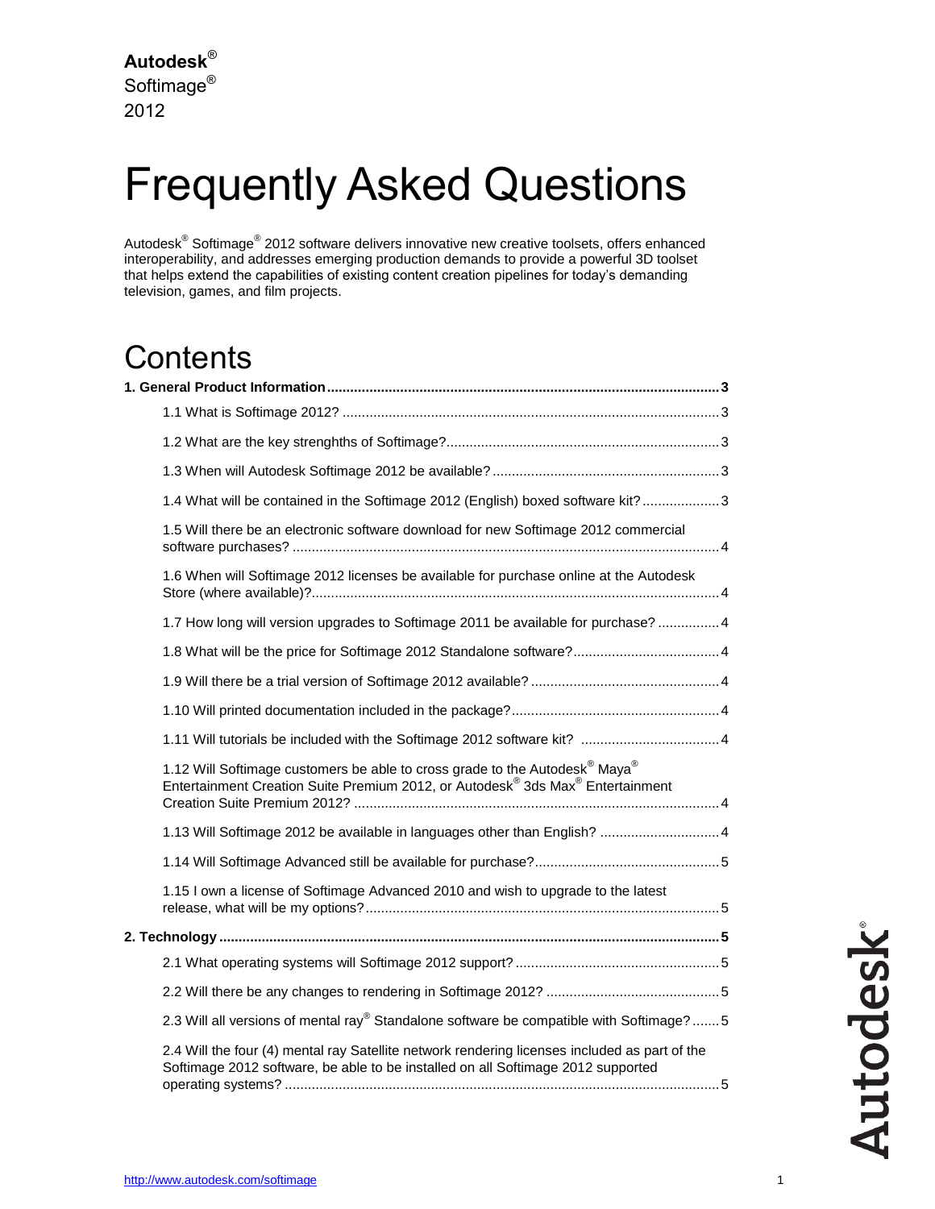**Autodesk®**
Softimage®
2012

# Frequently Asked Questions

Autodesk® Softimage® 2012 software delivers innovative new creative toolsets, offers enhanced interoperability, and addresses emerging production demands to provide a powerful 3D toolset that helps extend the capabilities of existing content creation pipelines for today's demanding television, games, and film projects.

## Contents

**1. General Product Information** .......... 3

- 1.1 What is Softimage 2012? .......... 3
- 1.2 What are the key strenghths of Softimage? .......... 3
- 1.3 When will Autodesk Softimage 2012 be available? .......... 3
- 1.4 What will be contained in the Softimage 2012 (English) boxed software kit? .......... 3
- 1.5 Will there be an electronic software download for new Softimage 2012 commercial software purchases? .......... 4
- 1.6 When will Softimage 2012 licenses be available for purchase online at the Autodesk Store (where available)? .......... 4
- 1.7 How long will version upgrades to Softimage 2011 be available for purchase? .......... 4
- 1.8 What will be the price for Softimage 2012 Standalone software? .......... 4
- 1.9 Will there be a trial version of Softimage 2012 available? .......... 4
- 1.10 Will printed documentation included in the package? .......... 4
- 1.11 Will tutorials be included with the Softimage 2012 software kit? .......... 4
- 1.12 Will Softimage customers be able to cross grade to the Autodesk® Maya® Entertainment Creation Suite Premium 2012, or Autodesk® 3ds Max® Entertainment Creation Suite Premium 2012? .......... 4
- 1.13 Will Softimage 2012 be available in languages other than English? .......... 4
- 1.14 Will Softimage Advanced still be available for purchase? .......... 5
- 1.15 I own a license of Softimage Advanced 2010 and wish to upgrade to the latest release, what will be my options? .......... 5

**2. Technology** .......... 5

- 2.1 What operating systems will Softimage 2012 support? .......... 5
- 2.2 Will there be any changes to rendering in Softimage 2012? .......... 5
- 2.3 Will all versions of mental ray® Standalone software be compatible with Softimage? .......... 5
- 2.4 Will the four (4) mental ray Satellite network rendering licenses included as part of the Softimage 2012 software, be able to be installed on all Softimage 2012 supported operating systems? .......... 5

http://www.autodesk.com/softimage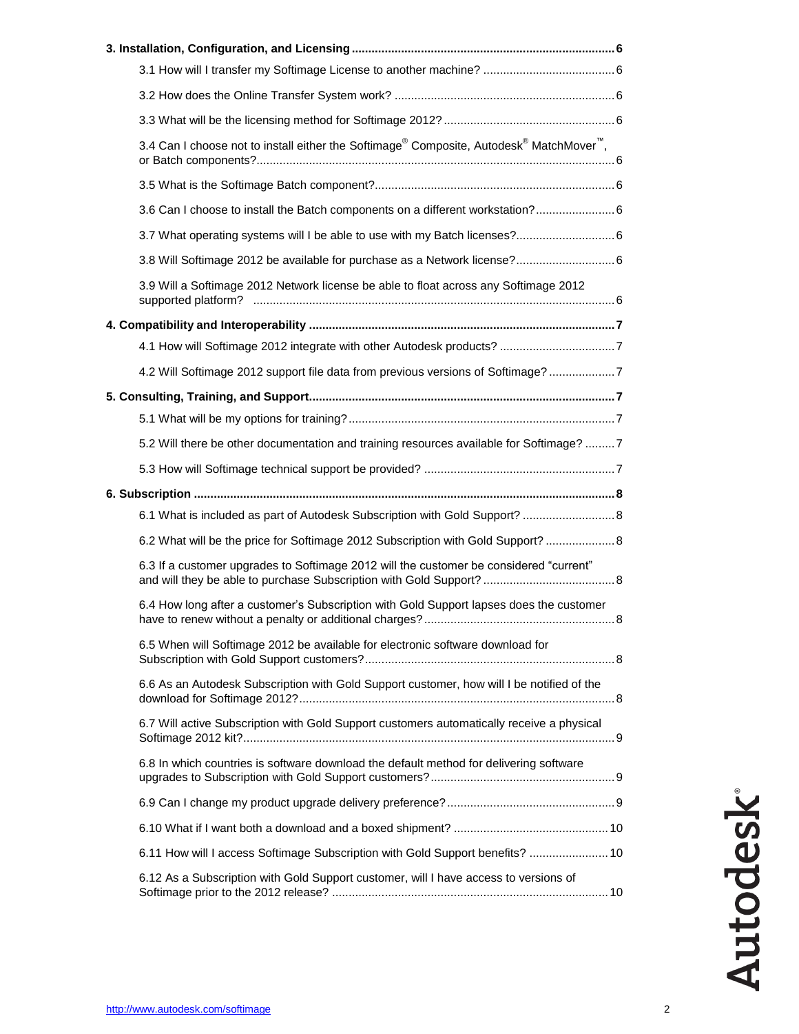**3. Installation, Configuration, and Licensing** .......... 6

3.1 How will I transfer my Softimage License to another machine? .......... 6

3.2 How does the Online Transfer System work? .......... 6

3.3 What will be the licensing method for Softimage 2012? .......... 6

3.4 Can I choose not to install either the Softimage® Composite, Autodesk® MatchMover™, or Batch components? .......... 6

3.5 What is the Softimage Batch component? .......... 6

3.6 Can I choose to install the Batch components on a different workstation? .......... 6

3.7 What operating systems will I be able to use with my Batch licenses? .......... 6

3.8 Will Softimage 2012 be available for purchase as a Network license? .......... 6

3.9 Will a Softimage 2012 Network license be able to float across any Softimage 2012 supported platform? .......... 6

**4. Compatibility and Interoperability** .......... 7

4.1 How will Softimage 2012 integrate with other Autodesk products? .......... 7

4.2 Will Softimage 2012 support file data from previous versions of Softimage? .......... 7

**5. Consulting, Training, and Support** .......... 7

5.1 What will be my options for training? .......... 7

5.2 Will there be other documentation and training resources available for Softimage? .......... 7

5.3 How will Softimage technical support be provided? .......... 7

**6. Subscription** .......... 8

6.1 What is included as part of Autodesk Subscription with Gold Support? .......... 8

6.2 What will be the price for Softimage 2012 Subscription with Gold Support? .......... 8

6.3 If a customer upgrades to Softimage 2012 will the customer be considered "current" and will they be able to purchase Subscription with Gold Support? .......... 8

6.4 How long after a customer's Subscription with Gold Support lapses does the customer have to renew without a penalty or additional charges? .......... 8

6.5 When will Softimage 2012 be available for electronic software download for Subscription with Gold Support customers? .......... 8

6.6 As an Autodesk Subscription with Gold Support customer, how will I be notified of the download for Softimage 2012? .......... 8

6.7 Will active Subscription with Gold Support customers automatically receive a physical Softimage 2012 kit? .......... 9

6.8 In which countries is software download the default method for delivering software upgrades to Subscription with Gold Support customers? .......... 9

6.9 Can I change my product upgrade delivery preference? .......... 9

6.10 What if I want both a download and a boxed shipment? .......... 10

6.11 How will I access Softimage Subscription with Gold Support benefits? .......... 10

6.12 As a Subscription with Gold Support customer, will I have access to versions of Softimage prior to the 2012 release? .......... 10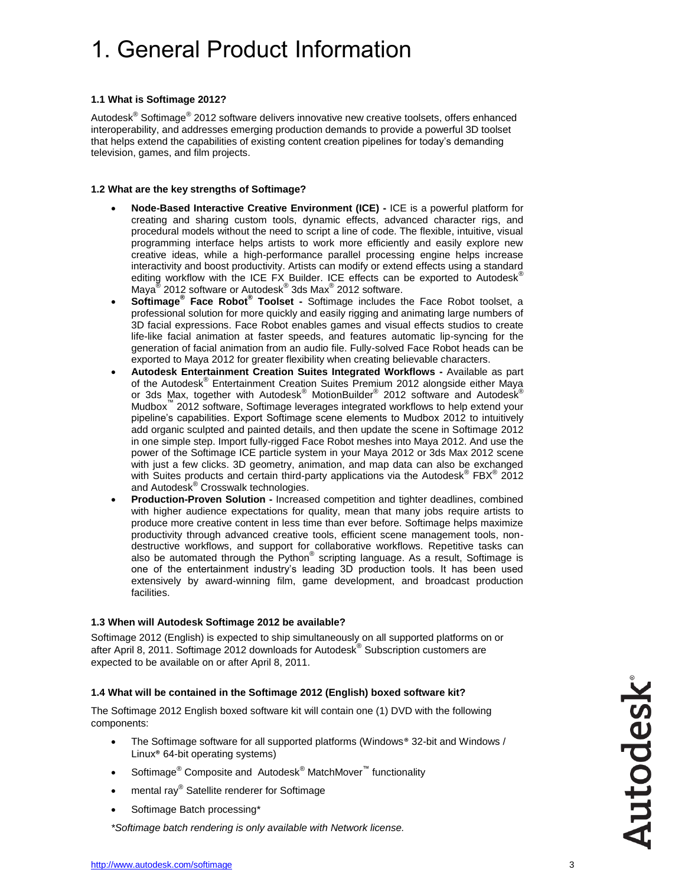# 1. General Product Information

**1.1 What is Softimage 2012?**

Autodesk® Softimage® 2012 software delivers innovative new creative toolsets, offers enhanced interoperability, and addresses emerging production demands to provide a powerful 3D toolset that helps extend the capabilities of existing content creation pipelines for today's demanding television, games, and film projects.

**1.2 What are the key strengths of Softimage?**

- **Node-Based Interactive Creative Environment (ICE) -** ICE is a powerful platform for creating and sharing custom tools, dynamic effects, advanced character rigs, and procedural models without the need to script a line of code. The flexible, intuitive, visual programming interface helps artists to work more efficiently and easily explore new creative ideas, while a high-performance parallel processing engine helps increase interactivity and boost productivity. Artists can modify or extend effects using a standard editing workflow with the ICE FX Builder. ICE effects can be exported to Autodesk® Maya® 2012 software or Autodesk® 3ds Max® 2012 software.
- **Softimage® Face Robot® Toolset -** Softimage includes the Face Robot toolset, a professional solution for more quickly and easily rigging and animating large numbers of 3D facial expressions. Face Robot enables games and visual effects studios to create life-like facial animation at faster speeds, and features automatic lip-syncing for the generation of facial animation from an audio file. Fully-solved Face Robot heads can be exported to Maya 2012 for greater flexibility when creating believable characters.
- **Autodesk Entertainment Creation Suites Integrated Workflows -** Available as part of the Autodesk® Entertainment Creation Suites Premium 2012 alongside either Maya or 3ds Max, together with Autodesk® MotionBuilder® 2012 software and Autodesk® Mudbox™ 2012 software, Softimage leverages integrated workflows to help extend your pipeline's capabilities. Export Softimage scene elements to Mudbox 2012 to intuitively add organic sculpted and painted details, and then update the scene in Softimage 2012 in one simple step. Import fully-rigged Face Robot meshes into Maya 2012. And use the power of the Softimage ICE particle system in your Maya 2012 or 3ds Max 2012 scene with just a few clicks. 3D geometry, animation, and map data can also be exchanged with Suites products and certain third-party applications via the Autodesk® FBX® 2012 and Autodesk® Crosswalk technologies.
- **Production-Proven Solution -** Increased competition and tighter deadlines, combined with higher audience expectations for quality, mean that many jobs require artists to produce more creative content in less time than ever before. Softimage helps maximize productivity through advanced creative tools, efficient scene management tools, non-destructive workflows, and support for collaborative workflows. Repetitive tasks can also be automated through the Python® scripting language. As a result, Softimage is one of the entertainment industry's leading 3D production tools. It has been used extensively by award-winning film, game development, and broadcast production facilities.

**1.3 When will Autodesk Softimage 2012 be available?**

Softimage 2012 (English) is expected to ship simultaneously on all supported platforms on or after April 8, 2011. Softimage 2012 downloads for Autodesk® Subscription customers are expected to be available on or after April 8, 2011.

**1.4 What will be contained in the Softimage 2012 (English) boxed software kit?**

The Softimage 2012 English boxed software kit will contain one (1) DVD with the following components:

- The Softimage software for all supported platforms (Windows® 32-bit and Windows / Linux® 64-bit operating systems)
- Softimage® Composite and Autodesk® MatchMover™ functionality
- mental ray® Satellite renderer for Softimage
- Softimage Batch processing*

*\*Softimage batch rendering is only available with Network license.*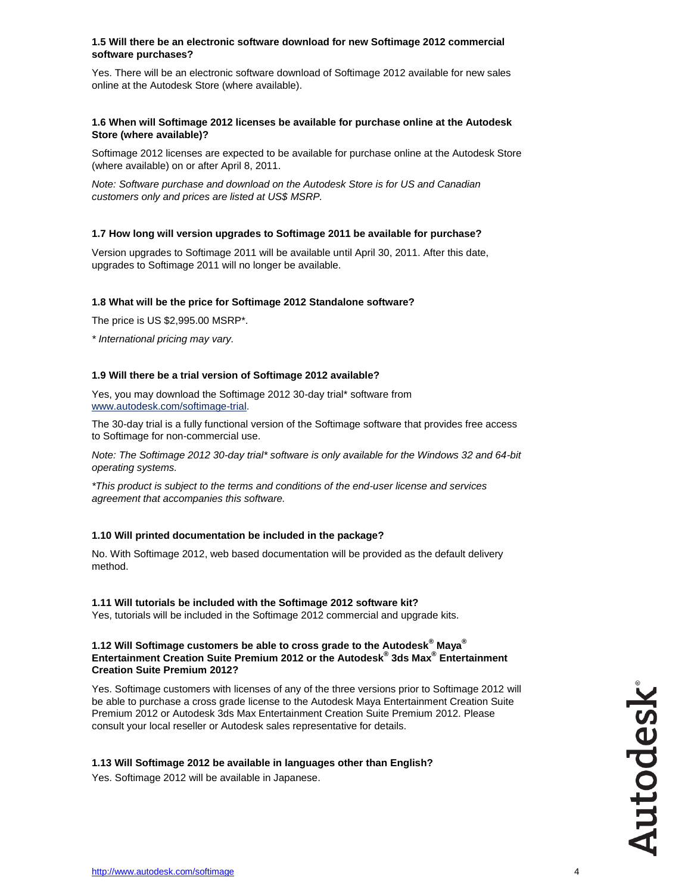### 1.5 Will there be an electronic software download for new Softimage 2012 commercial software purchases?

Yes. There will be an electronic software download of Softimage 2012 available for new sales online at the Autodesk Store (where available).

### 1.6 When will Softimage 2012 licenses be available for purchase online at the Autodesk Store (where available)?

Softimage 2012 licenses are expected to be available for purchase online at the Autodesk Store (where available) on or after April 8, 2011.

*Note: Software purchase and download on the Autodesk Store is for US and Canadian customers only and prices are listed at US$ MSRP.*

### 1.7 How long will version upgrades to Softimage 2011 be available for purchase?

Version upgrades to Softimage 2011 will be available until April 30, 2011. After this date, upgrades to Softimage 2011 will no longer be available.

### 1.8 What will be the price for Softimage 2012 Standalone software?

The price is US $2,995.00 MSRP*.

** International pricing may vary.*

### 1.9 Will there be a trial version of Softimage 2012 available?

Yes, you may download the Softimage 2012 30-day trial* software from [www.autodesk.com/softimage-trial](http://www.autodesk.com/softimage-trial).

The 30-day trial is a fully functional version of the Softimage software that provides free access to Softimage for non-commercial use.

*Note: The Softimage 2012 30-day trial* software is only available for the Windows 32 and 64-bit operating systems.*

**This product is subject to the terms and conditions of the end-user license and services agreement that accompanies this software.*

### 1.10 Will printed documentation be included in the package?

No. With Softimage 2012, web based documentation will be provided as the default delivery method.

### 1.11 Will tutorials be included with the Softimage 2012 software kit?

Yes, tutorials will be included in the Softimage 2012 commercial and upgrade kits.

### 1.12 Will Softimage customers be able to cross grade to the Autodesk® Maya® Entertainment Creation Suite Premium 2012 or the Autodesk® 3ds Max® Entertainment Creation Suite Premium 2012?

Yes. Softimage customers with licenses of any of the three versions prior to Softimage 2012 will be able to purchase a cross grade license to the Autodesk Maya Entertainment Creation Suite Premium 2012 or Autodesk 3ds Max Entertainment Creation Suite Premium 2012. Please consult your local reseller or Autodesk sales representative for details.

### 1.13 Will Softimage 2012 be available in languages other than English?

Yes. Softimage 2012 will be available in Japanese.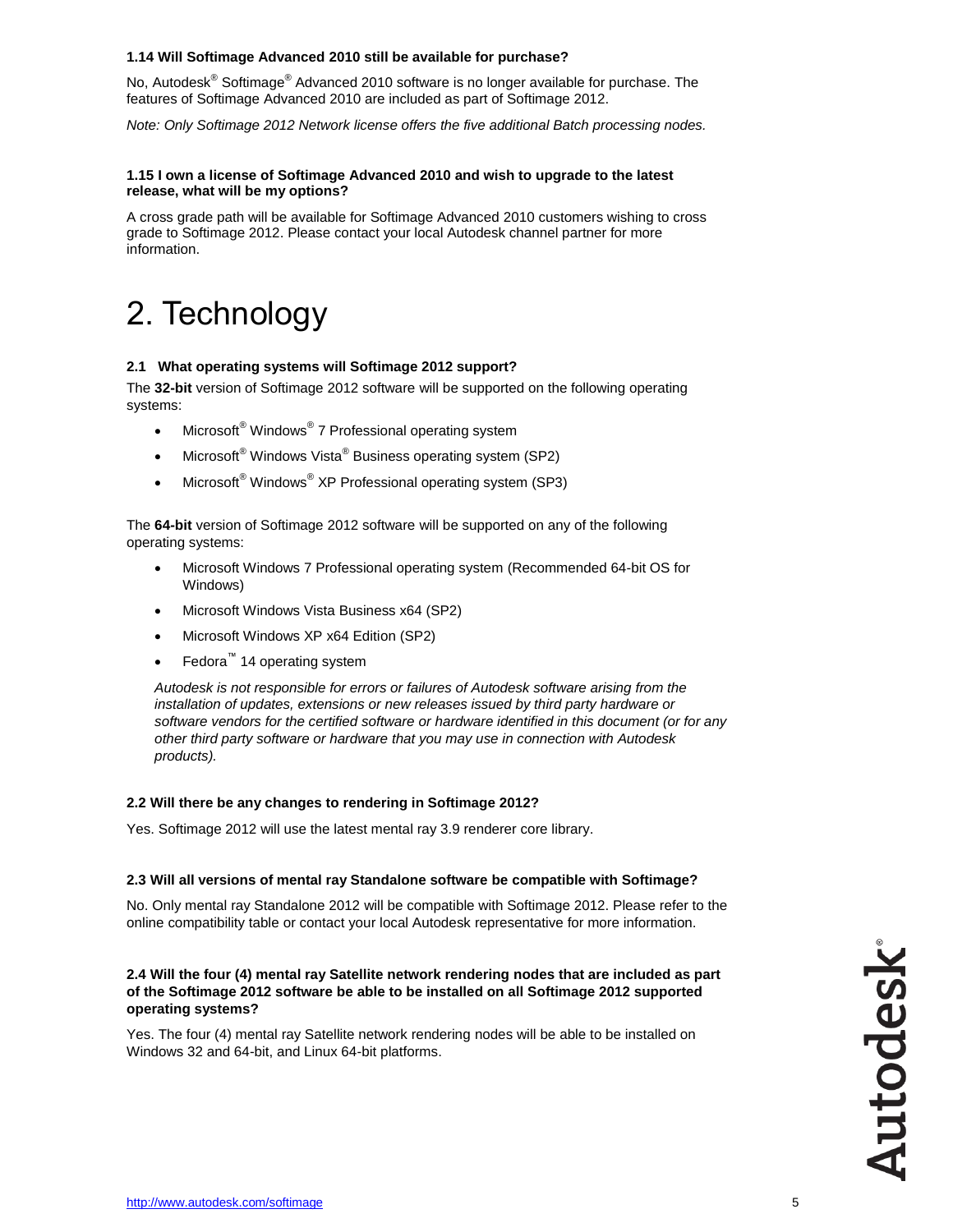#### 1.14 Will Softimage Advanced 2010 still be available for purchase?

No, Autodesk® Softimage® Advanced 2010 software is no longer available for purchase. The features of Softimage Advanced 2010 are included as part of Softimage 2012.

*Note: Only Softimage 2012 Network license offers the five additional Batch processing nodes.*

#### 1.15 I own a license of Softimage Advanced 2010 and wish to upgrade to the latest release, what will be my options?

A cross grade path will be available for Softimage Advanced 2010 customers wishing to cross grade to Softimage 2012. Please contact your local Autodesk channel partner for more information.

# 2. Technology

#### 2.1 What operating systems will Softimage 2012 support?

The **32-bit** version of Softimage 2012 software will be supported on the following operating systems:

- Microsoft® Windows® 7 Professional operating system
- Microsoft® Windows Vista® Business operating system (SP2)
- Microsoft® Windows® XP Professional operating system (SP3)

The **64-bit** version of Softimage 2012 software will be supported on any of the following operating systems:

- Microsoft Windows 7 Professional operating system (Recommended 64-bit OS for Windows)
- Microsoft Windows Vista Business x64 (SP2)
- Microsoft Windows XP x64 Edition (SP2)
- Fedora™ 14 operating system

*Autodesk is not responsible for errors or failures of Autodesk software arising from the installation of updates, extensions or new releases issued by third party hardware or software vendors for the certified software or hardware identified in this document (or for any other third party software or hardware that you may use in connection with Autodesk products).*

#### 2.2 Will there be any changes to rendering in Softimage 2012?

Yes. Softimage 2012 will use the latest mental ray 3.9 renderer core library.

#### 2.3 Will all versions of mental ray Standalone software be compatible with Softimage?

No. Only mental ray Standalone 2012 will be compatible with Softimage 2012. Please refer to the online compatibility table or contact your local Autodesk representative for more information.

#### 2.4 Will the four (4) mental ray Satellite network rendering nodes that are included as part of the Softimage 2012 software be able to be installed on all Softimage 2012 supported operating systems?

Yes. The four (4) mental ray Satellite network rendering nodes will be able to be installed on Windows 32 and 64-bit, and Linux 64-bit platforms.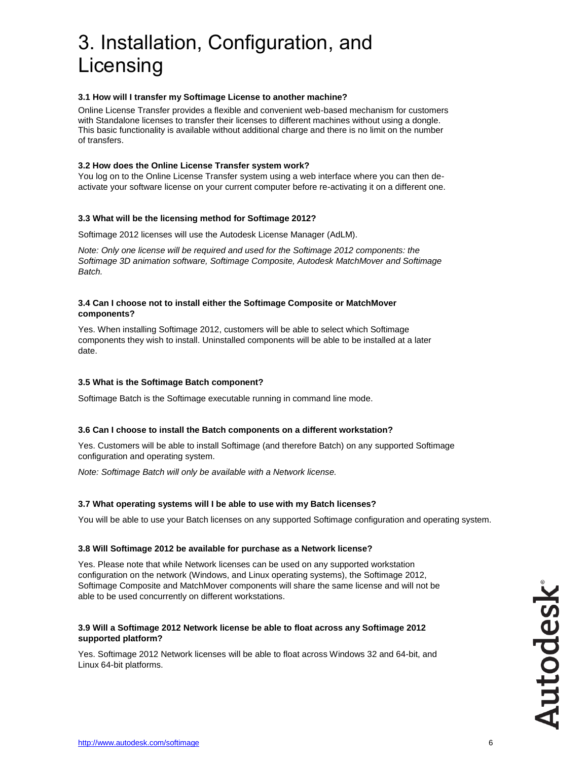# 3. Installation, Configuration, and Licensing

**3.1 How will I transfer my Softimage License to another machine?**

Online License Transfer provides a flexible and convenient web-based mechanism for customers with Standalone licenses to transfer their licenses to different machines without using a dongle. This basic functionality is available without additional charge and there is no limit on the number of transfers.

**3.2 How does the Online License Transfer system work?**

You log on to the Online License Transfer system using a web interface where you can then de-activate your software license on your current computer before re-activating it on a different one.

**3.3 What will be the licensing method for Softimage 2012?**

Softimage 2012 licenses will use the Autodesk License Manager (AdLM).

*Note: Only one license will be required and used for the Softimage 2012 components: the Softimage 3D animation software, Softimage Composite, Autodesk MatchMover and Softimage Batch.*

**3.4 Can I choose not to install either the Softimage Composite or MatchMover components?**

Yes. When installing Softimage 2012, customers will be able to select which Softimage components they wish to install. Uninstalled components will be able to be installed at a later date.

**3.5 What is the Softimage Batch component?**

Softimage Batch is the Softimage executable running in command line mode.

**3.6 Can I choose to install the Batch components on a different workstation?**

Yes. Customers will be able to install Softimage (and therefore Batch) on any supported Softimage configuration and operating system.

*Note: Softimage Batch will only be available with a Network license.*

**3.7 What operating systems will I be able to use with my Batch licenses?**

You will be able to use your Batch licenses on any supported Softimage configuration and operating system.

**3.8 Will Softimage 2012 be available for purchase as a Network license?**

Yes. Please note that while Network licenses can be used on any supported workstation configuration on the network (Windows, and Linux operating systems), the Softimage 2012, Softimage Composite and MatchMover components will share the same license and will not be able to be used concurrently on different workstations.

**3.9 Will a Softimage 2012 Network license be able to float across any Softimage 2012 supported platform?**

Yes. Softimage 2012 Network licenses will be able to float across Windows 32 and 64-bit, and Linux 64-bit platforms.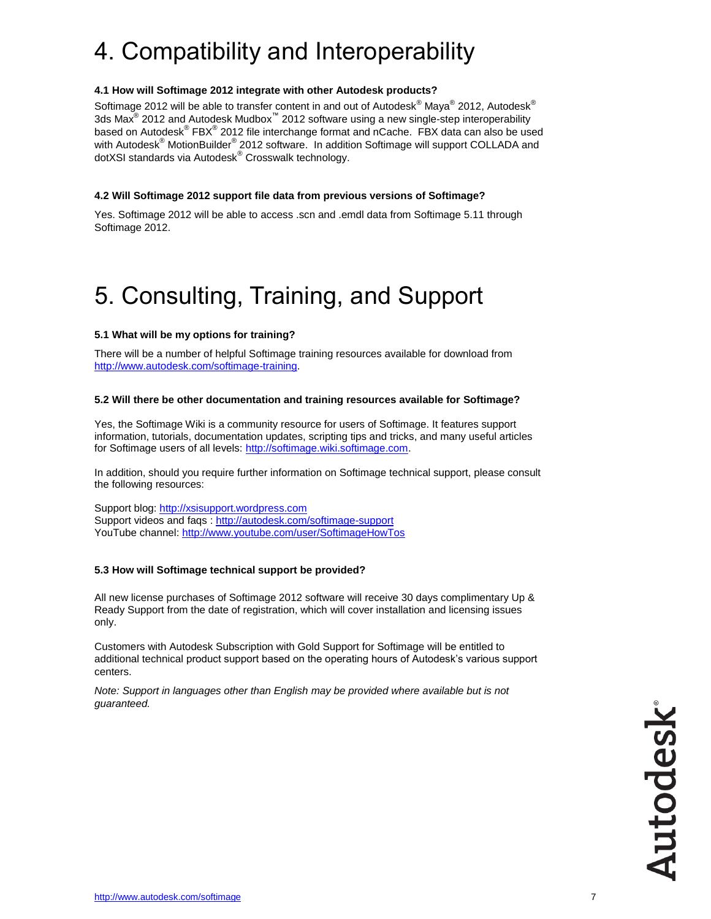# 4. Compatibility and Interoperability

**4.1 How will Softimage 2012 integrate with other Autodesk products?**

Softimage 2012 will be able to transfer content in and out of Autodesk® Maya® 2012, Autodesk® 3ds Max® 2012 and Autodesk Mudbox™ 2012 software using a new single-step interoperability based on Autodesk® FBX® 2012 file interchange format and nCache. FBX data can also be used with Autodesk® MotionBuilder® 2012 software. In addition Softimage will support COLLADA and dotXSI standards via Autodesk® Crosswalk technology.

**4.2 Will Softimage 2012 support file data from previous versions of Softimage?**

Yes. Softimage 2012 will be able to access .scn and .emdl data from Softimage 5.11 through Softimage 2012.

# 5. Consulting, Training, and Support

**5.1 What will be my options for training?**

There will be a number of helpful Softimage training resources available for download from http://www.autodesk.com/softimage-training.

**5.2 Will there be other documentation and training resources available for Softimage?**

Yes, the Softimage Wiki is a community resource for users of Softimage. It features support information, tutorials, documentation updates, scripting tips and tricks, and many useful articles for Softimage users of all levels: http://softimage.wiki.softimage.com.

In addition, should you require further information on Softimage technical support, please consult the following resources:

Support blog: http://xsisupport.wordpress.com
Support videos and faqs : http://autodesk.com/softimage-support
YouTube channel: http://www.youtube.com/user/SoftimageHowTos

**5.3 How will Softimage technical support be provided?**

All new license purchases of Softimage 2012 software will receive 30 days complimentary Up & Ready Support from the date of registration, which will cover installation and licensing issues only.

Customers with Autodesk Subscription with Gold Support for Softimage will be entitled to additional technical product support based on the operating hours of Autodesk's various support centers.

*Note: Support in languages other than English may be provided where available but is not guaranteed.*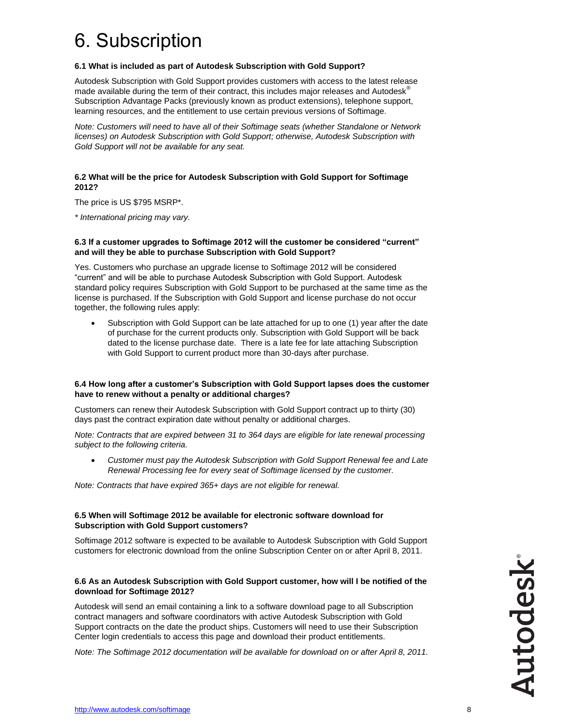# 6. Subscription

### 6.1 What is included as part of Autodesk Subscription with Gold Support?

Autodesk Subscription with Gold Support provides customers with access to the latest release made available during the term of their contract, this includes major releases and Autodesk® Subscription Advantage Packs (previously known as product extensions), telephone support, learning resources, and the entitlement to use certain previous versions of Softimage.

*Note: Customers will need to have all of their Softimage seats (whether Standalone or Network licenses) on Autodesk Subscription with Gold Support; otherwise, Autodesk Subscription with Gold Support will not be available for any seat.*

### 6.2 What will be the price for Autodesk Subscription with Gold Support for Softimage 2012?

The price is US $795 MSRP*.

*\* International pricing may vary.*

### 6.3 If a customer upgrades to Softimage 2012 will the customer be considered "current" and will they be able to purchase Subscription with Gold Support?

Yes. Customers who purchase an upgrade license to Softimage 2012 will be considered "current" and will be able to purchase Autodesk Subscription with Gold Support. Autodesk standard policy requires Subscription with Gold Support to be purchased at the same time as the license is purchased. If the Subscription with Gold Support and license purchase do not occur together, the following rules apply:

- Subscription with Gold Support can be late attached for up to one (1) year after the date of purchase for the current products only. Subscription with Gold Support will be back dated to the license purchase date. There is a late fee for late attaching Subscription with Gold Support to current product more than 30-days after purchase.

### 6.4 How long after a customer's Subscription with Gold Support lapses does the customer have to renew without a penalty or additional charges?

Customers can renew their Autodesk Subscription with Gold Support contract up to thirty (30) days past the contract expiration date without penalty or additional charges.

*Note: Contracts that are expired between 31 to 364 days are eligible for late renewal processing subject to the following criteria.*

- *Customer must pay the Autodesk Subscription with Gold Support Renewal fee and Late Renewal Processing fee for every seat of Softimage licensed by the customer.*

*Note: Contracts that have expired 365+ days are not eligible for renewal.*

### 6.5 When will Softimage 2012 be available for electronic software download for Subscription with Gold Support customers?

Softimage 2012 software is expected to be available to Autodesk Subscription with Gold Support customers for electronic download from the online Subscription Center on or after April 8, 2011.

### 6.6 As an Autodesk Subscription with Gold Support customer, how will I be notified of the download for Softimage 2012?

Autodesk will send an email containing a link to a software download page to all Subscription contract managers and software coordinators with active Autodesk Subscription with Gold Support contracts on the date the product ships. Customers will need to use their Subscription Center login credentials to access this page and download their product entitlements.

*Note: The Softimage 2012 documentation will be available for download on or after April 8, 2011.*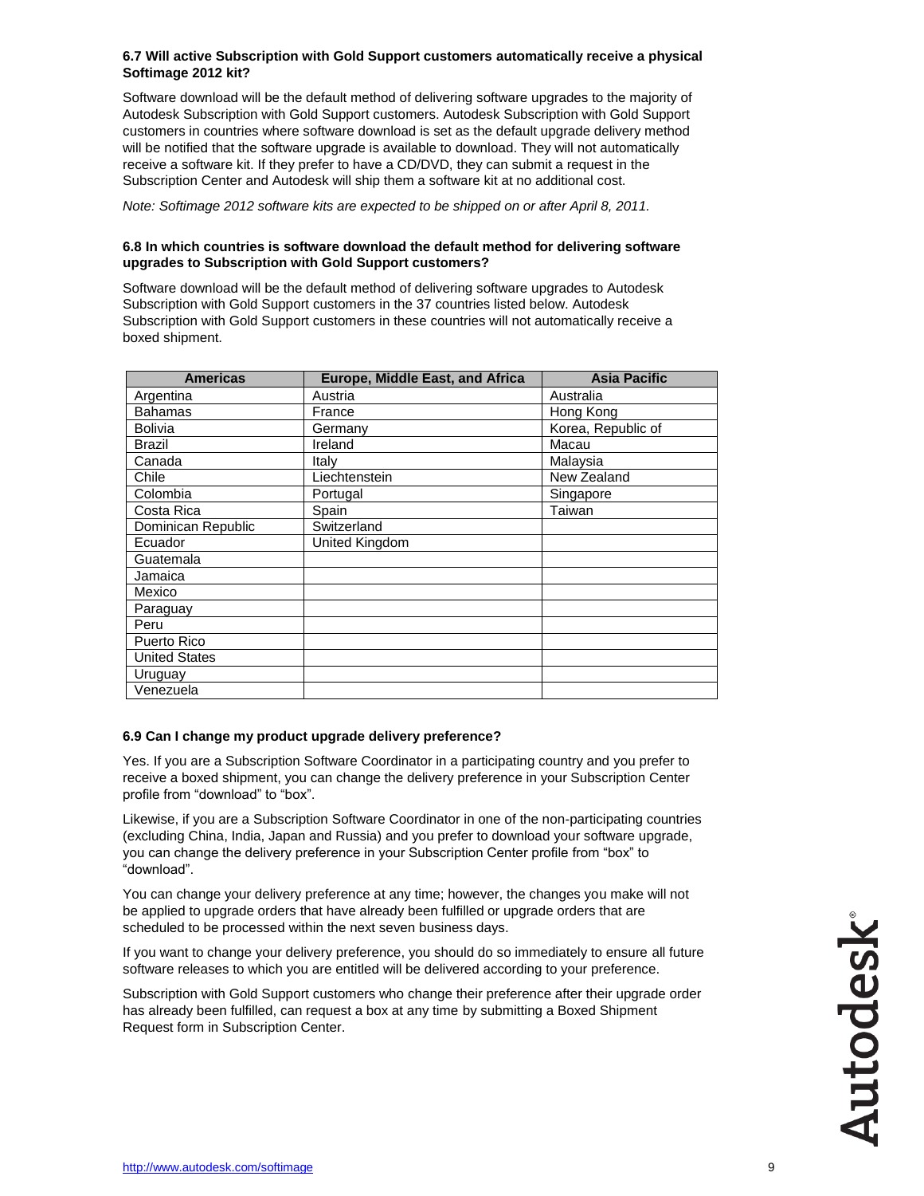**6.7 Will active Subscription with Gold Support customers automatically receive a physical Softimage 2012 kit?**

Software download will be the default method of delivering software upgrades to the majority of Autodesk Subscription with Gold Support customers. Autodesk Subscription with Gold Support customers in countries where software download is set as the default upgrade delivery method will be notified that the software upgrade is available to download. They will not automatically receive a software kit. If they prefer to have a CD/DVD, they can submit a request in the Subscription Center and Autodesk will ship them a software kit at no additional cost.

*Note: Softimage 2012 software kits are expected to be shipped on or after April 8, 2011.*

**6.8 In which countries is software download the default method for delivering software upgrades to Subscription with Gold Support customers?**

Software download will be the default method of delivering software upgrades to Autodesk Subscription with Gold Support customers in the 37 countries listed below. Autodesk Subscription with Gold Support customers in these countries will not automatically receive a boxed shipment.

| Americas | Europe, Middle East, and Africa | Asia Pacific |
|---|---|---|
| Argentina | Austria | Australia |
| Bahamas | France | Hong Kong |
| Bolivia | Germany | Korea, Republic of |
| Brazil | Ireland | Macau |
| Canada | Italy | Malaysia |
| Chile | Liechtenstein | New Zealand |
| Colombia | Portugal | Singapore |
| Costa Rica | Spain | Taiwan |
| Dominican Republic | Switzerland | |
| Ecuador | United Kingdom | |
| Guatemala | | |
| Jamaica | | |
| Mexico | | |
| Paraguay | | |
| Peru | | |
| Puerto Rico | | |
| United States | | |
| Uruguay | | |
| Venezuela | | |

**6.9 Can I change my product upgrade delivery preference?**

Yes. If you are a Subscription Software Coordinator in a participating country and you prefer to receive a boxed shipment, you can change the delivery preference in your Subscription Center profile from "download" to "box".

Likewise, if you are a Subscription Software Coordinator in one of the non-participating countries (excluding China, India, Japan and Russia) and you prefer to download your software upgrade, you can change the delivery preference in your Subscription Center profile from "box" to "download".

You can change your delivery preference at any time; however, the changes you make will not be applied to upgrade orders that have already been fulfilled or upgrade orders that are scheduled to be processed within the next seven business days.

If you want to change your delivery preference, you should do so immediately to ensure all future software releases to which you are entitled will be delivered according to your preference.

Subscription with Gold Support customers who change their preference after their upgrade order has already been fulfilled, can request a box at any time by submitting a Boxed Shipment Request form in Subscription Center.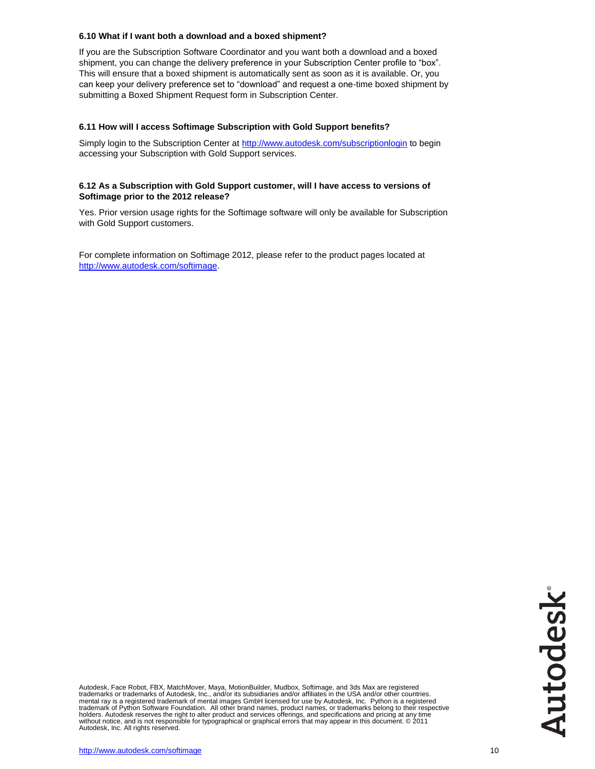### 6.10 What if I want both a download and a boxed shipment?

If you are the Subscription Software Coordinator and you want both a download and a boxed shipment, you can change the delivery preference in your Subscription Center profile to "box". This will ensure that a boxed shipment is automatically sent as soon as it is available. Or, you can keep your delivery preference set to "download" and request a one-time boxed shipment by submitting a Boxed Shipment Request form in Subscription Center.

### 6.11 How will I access Softimage Subscription with Gold Support benefits?

Simply login to the Subscription Center at http://www.autodesk.com/subscriptionlogin to begin accessing your Subscription with Gold Support services.

### 6.12 As a Subscription with Gold Support customer, will I have access to versions of Softimage prior to the 2012 release?

Yes. Prior version usage rights for the Softimage software will only be available for Subscription with Gold Support customers.

For complete information on Softimage 2012, please refer to the product pages located at http://www.autodesk.com/softimage.

Autodesk, Face Robot, FBX, MatchMover, Maya, MotionBuilder, Mudbox, Softimage, and 3ds Max are registered trademarks or trademarks of Autodesk, Inc., and/or its subsidiaries and/or affiliates in the USA and/or other countries. mental ray is a registered trademark of mental images GmbH licensed for use by Autodesk, Inc. Python is a registered trademark of Python Software Foundation. All other brand names, product names, or trademarks belong to their respective holders. Autodesk reserves the right to alter product and services offerings, and specifications and pricing at any time without notice, and is not responsible for typographical or graphical errors that may appear in this document. © 2011 Autodesk, Inc. All rights reserved.

Autodesk®